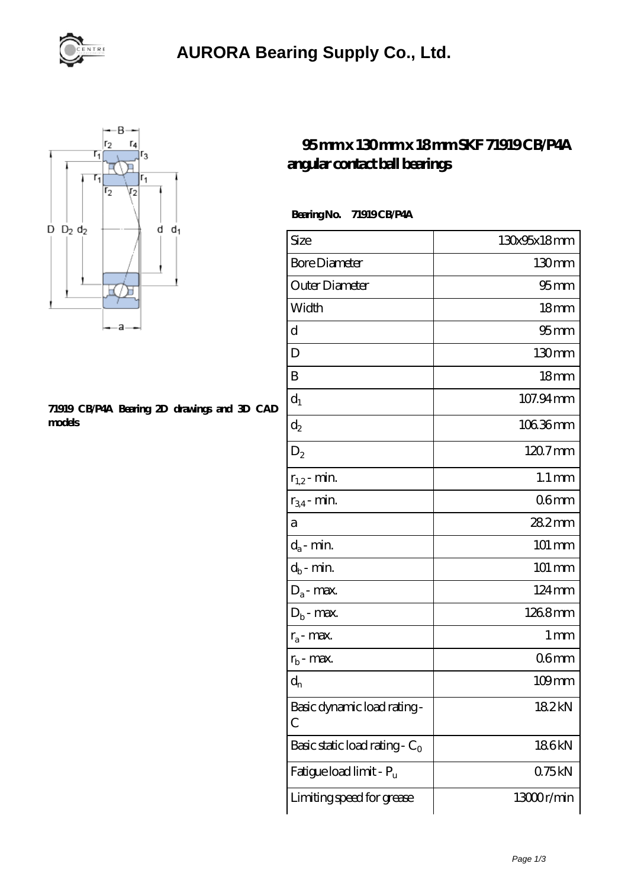# AURORA Bearing Supply Co., Ltd.

## 95 mm x 130 mm x 18 mm SKF 71919 CB/P4A angular contact ball bearings

71919 CB/P4A Bearing 2D drawings and 3D CAD models

**Bearing No. 71919 CB/P4A**

| Size | 130x95x18 mm |
|---|---|
| Bore Diameter | 130 mm |
| Outer Diameter | 95 mm |
| Width | 18 mm |
| d | 95 mm |
| D | 130 mm |
| B | 18 mm |
| $d_1$ | 107.94 mm |
| $d_2$ | 106.36 mm |
| $D_2$ | 120.7 mm |
| $r_{1,2}$ - min. | 1.1 mm |
| $r_{3,4}$ - min. | 0.6 mm |
| a | 28.2 mm |
| $d_a$ - min. | 101 mm |
| $d_b$ - min. | 101 mm |
| $D_a$ - max. | 124 mm |
| $D_b$ - max. | 126.8 mm |
| $r_a$ - max. | 1 mm |
| $r_b$ - max. | 0.6 mm |
| $d_n$ | 109 mm |
| Basic dynamic load rating - C | 18.2 kN |
| Basic static load rating - $C_0$ | 18.6 kN |
| Fatigue load limit - $P_u$ | 0.75 kN |
| Limiting speed for grease | 13000 r/min |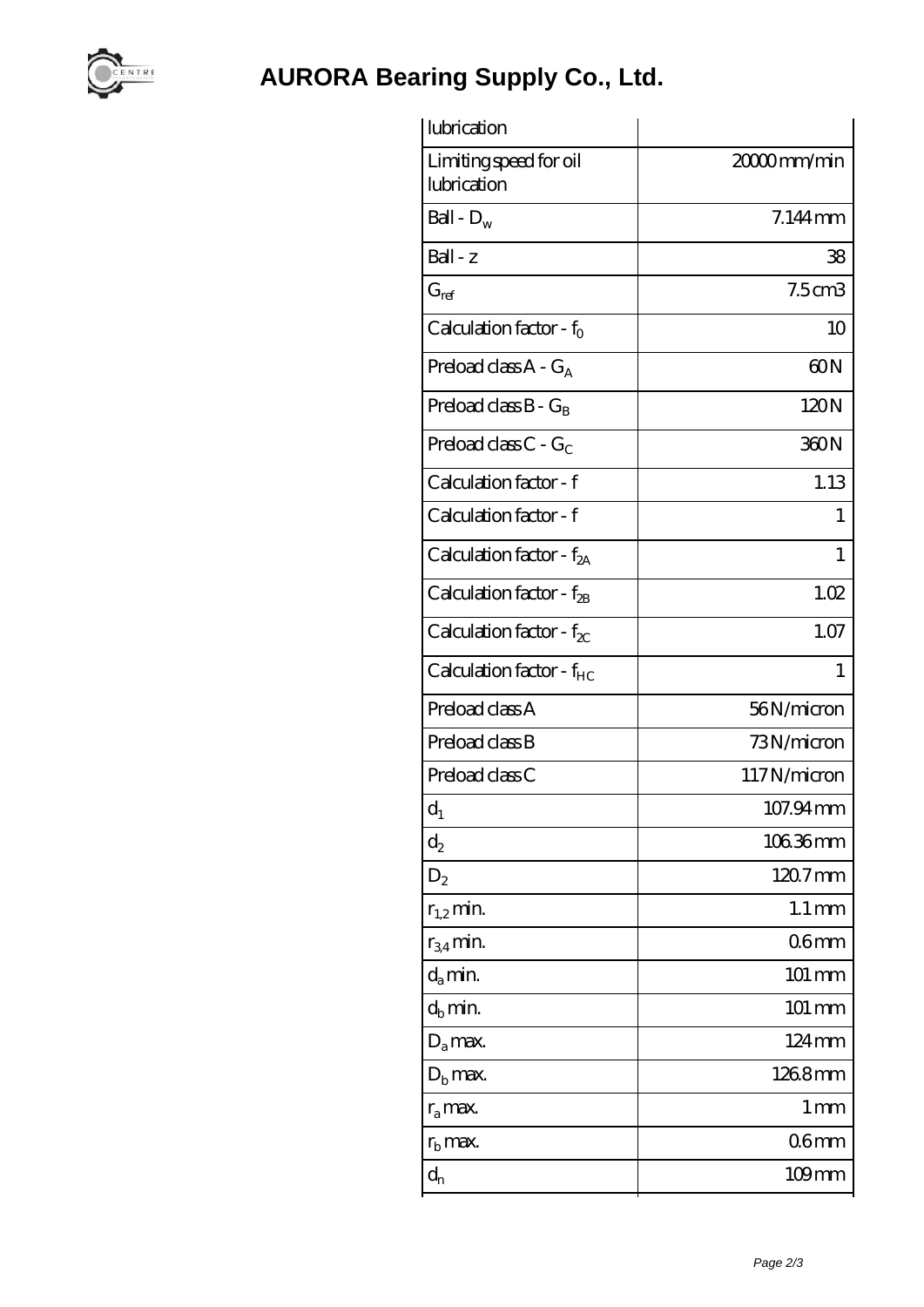# AURORA Bearing Supply Co., Ltd.

| lubrication | |
|---|---|
| Limiting speed for oil lubrication | 20000 mm/min |
| Ball - $D_w$ | 7.144 mm |
| Ball - z | 38 |
| $G_{ref}$ | 7.5 cm3 |
| Calculation factor - $f_0$ | 10 |
| Preload class A - $G_A$ | 60 N |
| Preload class B - $G_B$ | 120 N |
| Preload class C - $G_C$ | 360 N |
| Calculation factor - f | 1.13 |
| Calculation factor - f | 1 |
| Calculation factor - $f_{2A}$ | 1 |
| Calculation factor - $f_{2B}$ | 1.02 |
| Calculation factor - $f_{2C}$ | 1.07 |
| Calculation factor - $f_{HC}$ | 1 |
| Preload class A | 56 N/micron |
| Preload class B | 73 N/micron |
| Preload class C | 117 N/micron |
| $d_1$ | 107.94 mm |
| $d_2$ | 106.36 mm |
| $D_2$ | 120.7 mm |
| $r_{1,2}$ min. | 1.1 mm |
| $r_{3,4}$ min. | 0.6 mm |
| $d_a$ min. | 101 mm |
| $d_b$ min. | 101 mm |
| $D_a$ max. | 124 mm |
| $D_b$ max. | 126.8 mm |
| $r_a$ max. | 1 mm |
| $r_b$ max. | 0.6 mm |
| $d_n$ | 109 mm |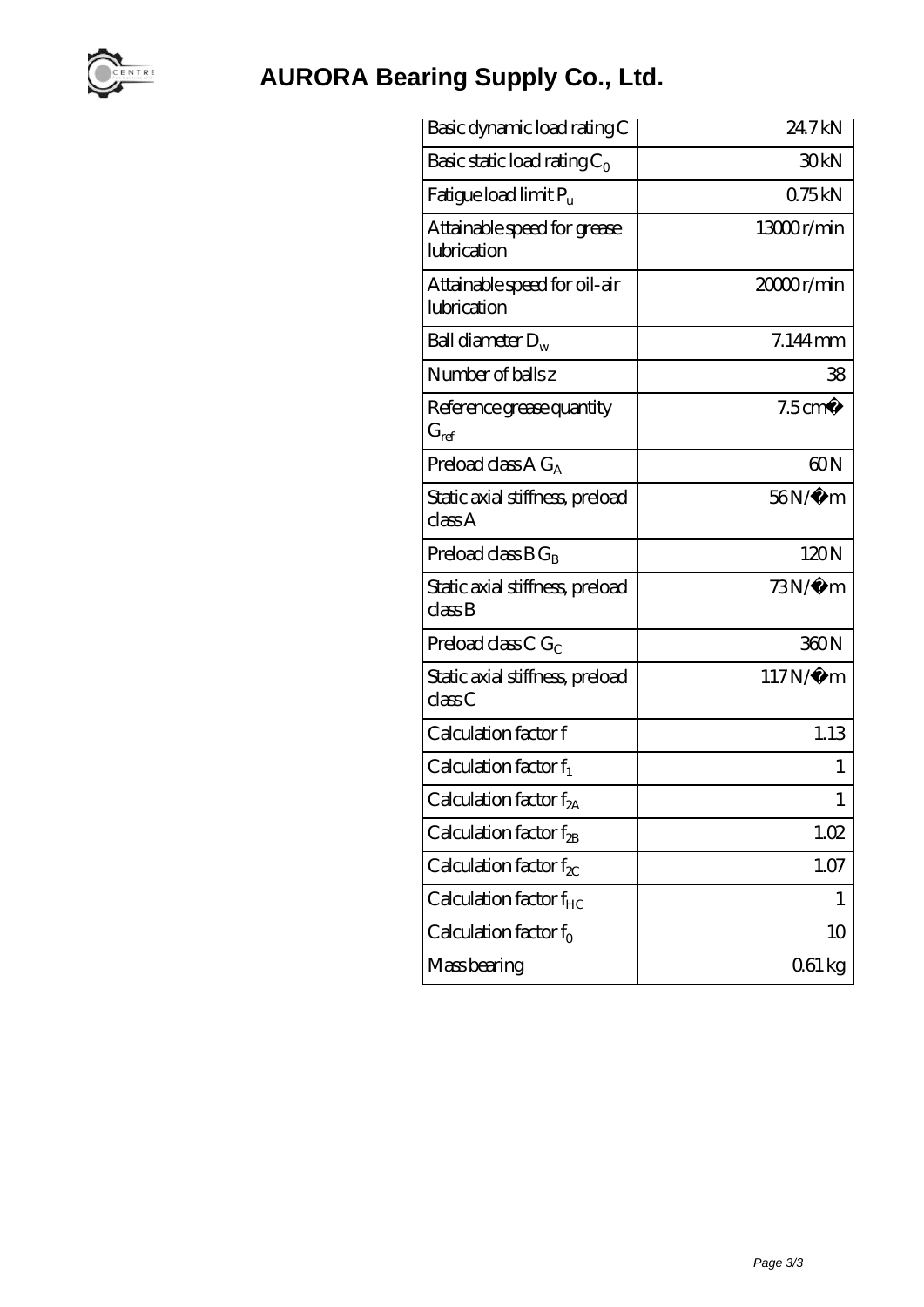# AURORA Bearing Supply Co., Ltd.

| | |
|---|---|
| Basic dynamic load rating C | 24.7 kN |
| Basic static load rating $C_0$ | 30 kN |
| Fatigue load limit $P_u$ | 0.75 kN |
| Attainable speed for grease lubrication | 13000 r/min |
| Attainable speed for oil-air lubrication | 20000 r/min |
| Ball diameter $D_w$ | 7.144 mm |
| Number of balls z | 38 |
| Reference grease quantity $G_{ref}$ | 7.5 cm� |
| Preload class A $G_A$ | 60 N |
| Static axial stiffness, preload class A | 56 N/�m |
| Preload class B $G_B$ | 120 N |
| Static axial stiffness, preload class B | 73 N/�m |
| Preload class C $G_C$ | 360 N |
| Static axial stiffness, preload class C | 117 N/�m |
| Calculation factor f | 1.13 |
| Calculation factor $f_1$ | 1 |
| Calculation factor $f_{2A}$ | 1 |
| Calculation factor $f_{2B}$ | 1.02 |
| Calculation factor $f_{2C}$ | 1.07 |
| Calculation factor $f_{HC}$ | 1 |
| Calculation factor $f_0$ | 10 |
| Mass bearing | 0.61 kg |